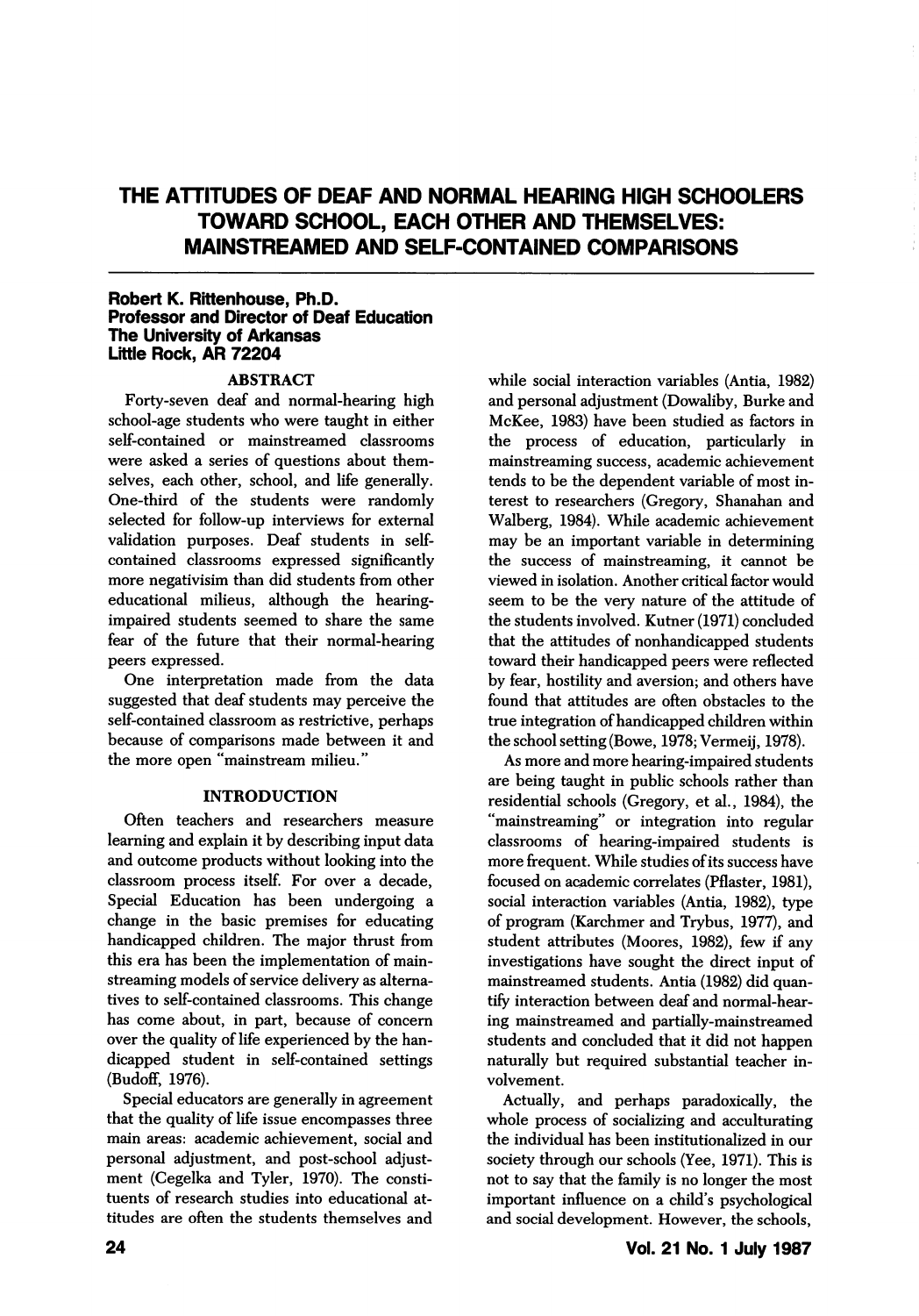# THE ATTITUDES OF DEAF AND NORMAL HEARING HIGH SCHOOLERS TOWARD SCHOOL, EACH OTHER AND THEMSELVES: MAINSTREAMED AND SELF-CONTAINED COMPARISONS

**Robert K. Rittenhouse, Ph.D.**
**Professor and Director of Deaf Education**
**The University of Arkansas**
**Little Rock, AR 72204**

## ABSTRACT

Forty-seven deaf and normal-hearing high school-age students who were taught in either self-contained or mainstreamed classrooms were asked a series of questions about themselves, each other, school, and life generally. One-third of the students were randomly selected for follow-up interviews for external validation purposes. Deaf students in self-contained classrooms expressed significantly more negativisim than did students from other educational milieus, although the hearing-impaired students seemed to share the same fear of the future that their normal-hearing peers expressed.

One interpretation made from the data suggested that deaf students may perceive the self-contained classroom as restrictive, perhaps because of comparisons made between it and the more open "mainstream milieu."

## INTRODUCTION

Often teachers and researchers measure learning and explain it by describing input data and outcome products without looking into the classroom process itself. For over a decade, Special Education has been undergoing a change in the basic premises for educating handicapped children. The major thrust from this era has been the implementation of mainstreaming models of service delivery as alternatives to self-contained classrooms. This change has come about, in part, because of concern over the quality of life experienced by the handicapped student in self-contained settings (Budoff, 1976).

Special educators are generally in agreement that the quality of life issue encompasses three main areas: academic achievement, social and personal adjustment, and post-school adjustment (Cegelka and Tyler, 1970). The constituents of research studies into educational attitudes are often the students themselves and while social interaction variables (Antia, 1982) and personal adjustment (Dowaliby, Burke and McKee, 1983) have been studied as factors in the process of education, particularly in mainstreaming success, academic achievement tends to be the dependent variable of most interest to researchers (Gregory, Shanahan and Walberg, 1984). While academic achievement may be an important variable in determining the success of mainstreaming, it cannot be viewed in isolation. Another critical factor would seem to be the very nature of the attitude of the students involved. Kutner (1971) concluded that the attitudes of nonhandicapped students toward their handicapped peers were reflected by fear, hostility and aversion; and others have found that attitudes are often obstacles to the true integration of handicapped children within the school setting (Bowe, 1978; Vermeij, 1978).

As more and more hearing-impaired students are being taught in public schools rather than residential schools (Gregory, et al., 1984), the "mainstreaming" or integration into regular classrooms of hearing-impaired students is more frequent. While studies of its success have focused on academic correlates (Pflaster, 1981), social interaction variables (Antia, 1982), type of program (Karchmer and Trybus, 1977), and student attributes (Moores, 1982), few if any investigations have sought the direct input of mainstreamed students. Antia (1982) did quantify interaction between deaf and normal-hearing mainstreamed and partially-mainstreamed students and concluded that it did not happen naturally but required substantial teacher involvement.

Actually, and perhaps paradoxically, the whole process of socializing and acculturating the individual has been institutionalized in our society through our schools (Yee, 1971). This is not to say that the family is no longer the most important influence on a child's psychological and social development. However, the schools,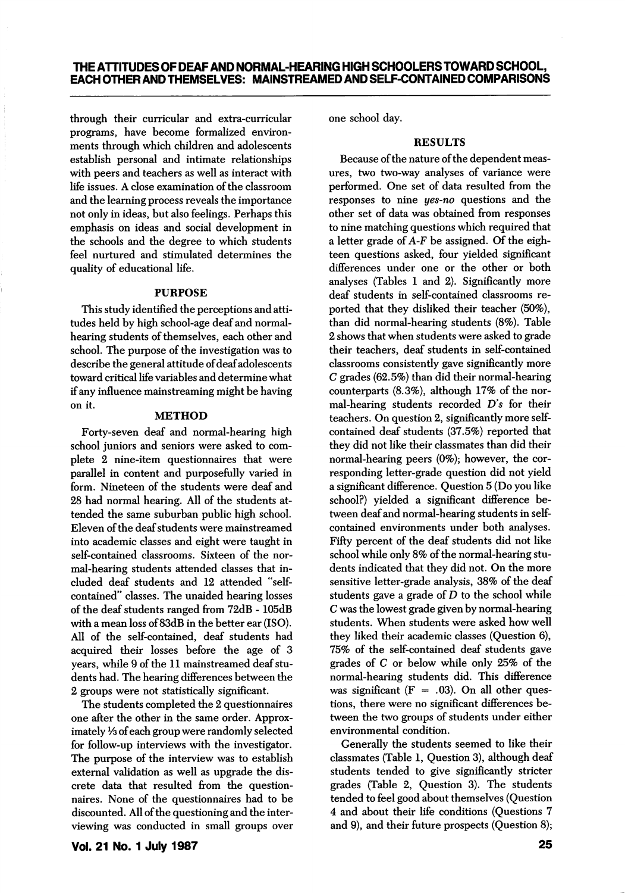through their curricular and extra-curricular programs, have become formalized environments through which children and adolescents establish personal and intimate relationships with peers and teachers as well as interact with life issues. A close examination of the classroom and the learning process reveals the importance not only in ideas, but also feelings. Perhaps this emphasis on ideas and social development in the schools and the degree to which students feel nurtured and stimulated determines the quality of educational life.

## PURPOSE

This study identified the perceptions and attitudes held by high school-age deaf and normal-hearing students of themselves, each other and school. The purpose of the investigation was to describe the general attitude of deaf adolescents toward critical life variables and determine what if any influence mainstreaming might be having on it.

## METHOD

Forty-seven deaf and normal-hearing high school juniors and seniors were asked to complete 2 nine-item questionnaires that were parallel in content and purposefully varied in form. Nineteen of the students were deaf and 28 had normal hearing. All of the students attended the same suburban public high school. Eleven of the deaf students were mainstreamed into academic classes and eight were taught in self-contained classrooms. Sixteen of the normal-hearing students attended classes that included deaf students and 12 attended "self-contained" classes. The unaided hearing losses of the deaf students ranged from 72dB - 105dB with a mean loss of 83dB in the better ear (ISO). All of the self-contained, deaf students had acquired their losses before the age of 3 years, while 9 of the 11 mainstreamed deaf students had. The hearing differences between the 2 groups were not statistically significant.

The students completed the 2 questionnaires one after the other in the same order. Approximately ⅓ of each group were randomly selected for follow-up interviews with the investigator. The purpose of the interview was to establish external validation as well as upgrade the discrete data that resulted from the questionnaires. None of the questionnaires had to be discounted. All of the questioning and the interviewing was conducted in small groups over one school day.

## RESULTS

Because of the nature of the dependent measures, two two-way analyses of variance were performed. One set of data resulted from the responses to nine *yes-no* questions and the other set of data was obtained from responses to nine matching questions which required that a letter grade of *A-F* be assigned. Of the eighteen questions asked, four yielded significant differences under one or the other or both analyses (Tables 1 and 2). Significantly more deaf students in self-contained classrooms reported that they disliked their teacher (50%), than did normal-hearing students (8%). Table 2 shows that when students were asked to grade their teachers, deaf students in self-contained classrooms consistently gave significantly more *C* grades (62.5%) than did their normal-hearing counterparts (8.3%), although 17% of the normal-hearing students recorded *D's* for their teachers. On question 2, significantly more self-contained deaf students (37.5%) reported that they did not like their classmates than did their normal-hearing peers (0%); however, the corresponding letter-grade question did not yield a significant difference. Question 5 (Do you like school?) yielded a significant difference between deaf and normal-hearing students in self-contained environments under both analyses. Fifty percent of the deaf students did not like school while only 8% of the normal-hearing students indicated that they did not. On the more sensitive letter-grade analysis, 38% of the deaf students gave a grade of *D* to the school while *C* was the lowest grade given by normal-hearing students. When students were asked how well they liked their academic classes (Question 6), 75% of the self-contained deaf students gave grades of *C* or below while only 25% of the normal-hearing students did. This difference was significant ($F = .03$). On all other questions, there were no significant differences between the two groups of students under either environmental condition.

Generally the students seemed to like their classmates (Table 1, Question 3), although deaf students tended to give significantly stricter grades (Table 2, Question 3). The students tended to feel good about themselves (Question 4 and about their life conditions (Questions 7 and 9), and their future prospects (Question 8);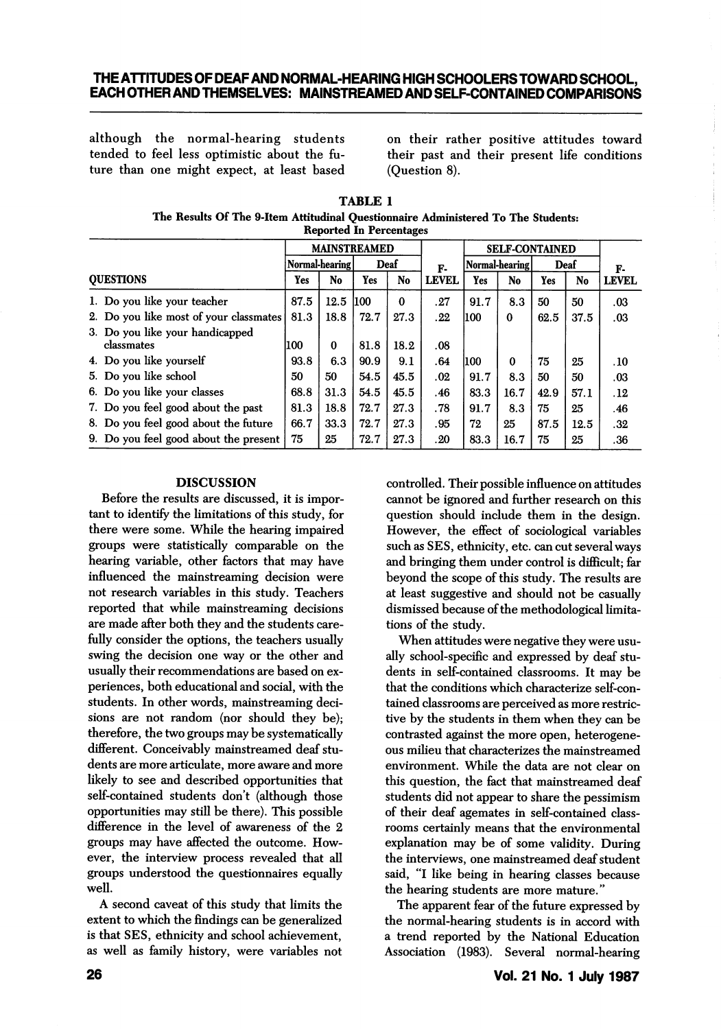although the normal-hearing students tended to feel less optimistic about the future than one might expect, at least based on their rather positive attitudes toward their past and their present life conditions (Question 8).

**TABLE 1**
**The Results Of The 9-Item Attitudinal Questionnaire Administered To The Students: Reported In Percentages**

| | MAINSTREAMED | | | | | SELF-CONTAINED | | | | |
|---|---|---|---|---|---|---|---|---|---|---|
| | Normal-hearing | | Deaf | | F- | Normal-hearing | | Deaf | | F- |
| QUESTIONS | Yes | No | Yes | No | LEVEL | Yes | No | Yes | No | LEVEL |
| 1. Do you like your teacher | 87.5 | 12.5 | 100 | 0 | .27 | 91.7 | 8.3 | 50 | 50 | .03 |
| 2. Do you like most of your classmates | 81.3 | 18.8 | 72.7 | 27.3 | .22 | 100 | 0 | 62.5 | 37.5 | .03 |
| 3. Do you like your handicapped classmates | 100 | 0 | 81.8 | 18.2 | .08 | | | | | |
| 4. Do you like yourself | 93.8 | 6.3 | 90.9 | 9.1 | .64 | 100 | 0 | 75 | 25 | .10 |
| 5. Do you like school | 50 | 50 | 54.5 | 45.5 | .02 | 91.7 | 8.3 | 50 | 50 | .03 |
| 6. Do you like your classes | 68.8 | 31.3 | 54.5 | 45.5 | .46 | 83.3 | 16.7 | 42.9 | 57.1 | .12 |
| 7. Do you feel good about the past | 81.3 | 18.8 | 72.7 | 27.3 | .78 | 91.7 | 8.3 | 75 | 25 | .46 |
| 8. Do you feel good about the future | 66.7 | 33.3 | 72.7 | 27.3 | .95 | 72 | 25 | 87.5 | 12.5 | .32 |
| 9. Do you feel good about the present | 75 | 25 | 72.7 | 27.3 | .20 | 83.3 | 16.7 | 75 | 25 | .36 |

## DISCUSSION

Before the results are discussed, it is important to identify the limitations of this study, for there were some. While the hearing impaired groups were statistically comparable on the hearing variable, other factors that may have influenced the mainstreaming decision were not research variables in this study. Teachers reported that while mainstreaming decisions are made after both they and the students carefully consider the options, the teachers usually swing the decision one way or the other and usually their recommendations are based on experiences, both educational and social, with the students. In other words, mainstreaming decisions are not random (nor should they be); therefore, the two groups may be systematically different. Conceivably mainstreamed deaf students are more articulate, more aware and more likely to see and described opportunities that self-contained students don't (although those opportunities may still be there). This possible difference in the level of awareness of the 2 groups may have affected the outcome. However, the interview process revealed that all groups understood the questionnaires equally well.

A second caveat of this study that limits the extent to which the findings can be generalized is that SES, ethnicity and school achievement, as well as family history, were variables not controlled. Their possible influence on attitudes cannot be ignored and further research on this question should include them in the design. However, the effect of sociological variables such as SES, ethnicity, etc. can cut several ways and bringing them under control is difficult; far beyond the scope of this study. The results are at least suggestive and should not be casually dismissed because of the methodological limitations of the study.

When attitudes were negative they were usually school-specific and expressed by deaf students in self-contained classrooms. It may be that the conditions which characterize self-contained classrooms are perceived as more restrictive by the students in them when they can be contrasted against the more open, heterogeneous milieu that characterizes the mainstreamed environment. While the data are not clear on this question, the fact that mainstreamed deaf students did not appear to share the pessimism of their deaf agemates in self-contained classrooms certainly means that the environmental explanation may be of some validity. During the interviews, one mainstreamed deaf student said, "I like being in hearing classes because the hearing students are more mature."

The apparent fear of the future expressed by the normal-hearing students is in accord with a trend reported by the National Education Association (1983). Several normal-hearing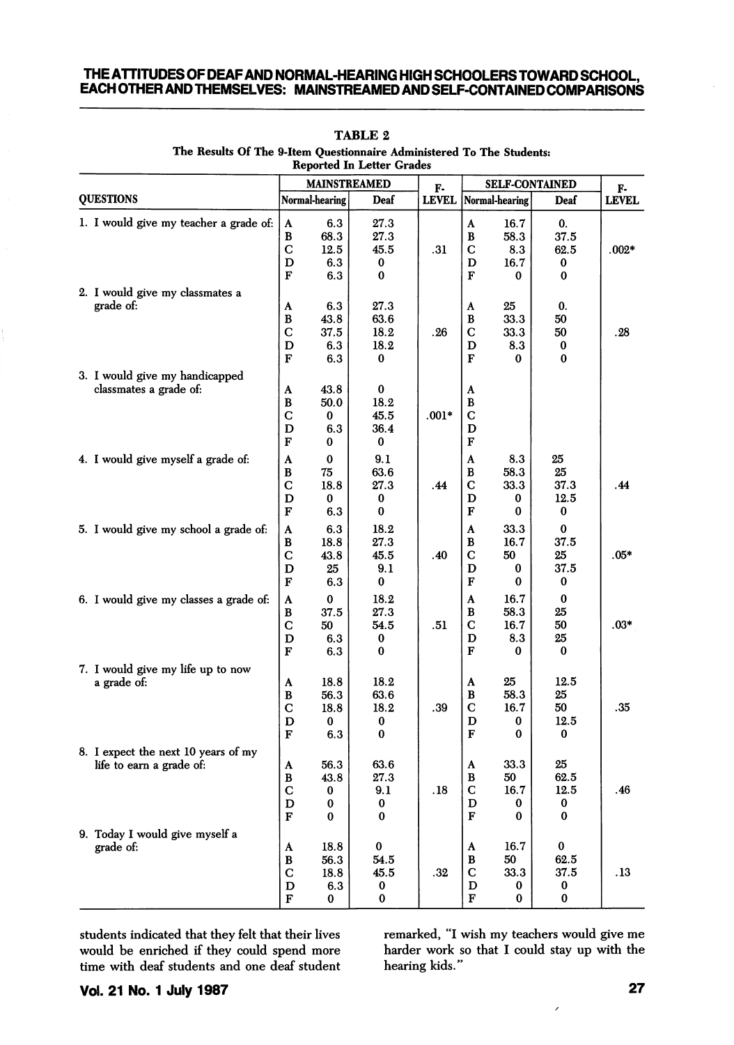**TABLE 2**

**The Results Of The 9-Item Questionnaire Administered To The Students: Reported In Letter Grades**

| QUESTIONS | MAINSTREAMED | | | F-LEVEL | SELF-CONTAINED | | | F-LEVEL |
|---|---|---|---|---|---|---|---|---|
| | | Normal-hearing | Deaf | | | Normal-hearing | Deaf | |
| 1. I would give my teacher a grade of: | A | 6.3 | 27.3 | | A | 16.7 | 0. | |
| | B | 68.3 | 27.3 | | B | 58.3 | 37.5 | |
| | C | 12.5 | 45.5 | .31 | C | 8.3 | 62.5 | .002* |
| | D | 6.3 | 0 | | D | 16.7 | 0 | |
| | F | 6.3 | 0 | | F | 0 | 0 | |
| 2. I would give my classmates a grade of: | A | 6.3 | 27.3 | | A | 25 | 0. | |
| | B | 43.8 | 63.6 | | B | 33.3 | 50 | |
| | C | 37.5 | 18.2 | .26 | C | 33.3 | 50 | .28 |
| | D | 6.3 | 18.2 | | D | 8.3 | 0 | |
| | F | 6.3 | 0 | | F | 0 | 0 | |
| 3. I would give my handicapped classmates a grade of: | A | 43.8 | 0 | | A | | | |
| | B | 50.0 | 18.2 | | B | | | |
| | C | 0 | 45.5 | .001* | C | | | |
| | D | 6.3 | 36.4 | | D | | | |
| | F | 0 | 0 | | F | | | |
| 4. I would give myself a grade of: | A | 0 | 9.1 | | A | 8.3 | 25 | |
| | B | 75 | 63.6 | | B | 58.3 | 25 | |
| | C | 18.8 | 27.3 | .44 | C | 33.3 | 37.3 | .44 |
| | D | 0 | 0 | | D | 0 | 12.5 | |
| | F | 6.3 | 0 | | F | 0 | 0 | |
| 5. I would give my school a grade of: | A | 6.3 | 18.2 | | A | 33.3 | 0 | |
| | B | 18.8 | 27.3 | | B | 16.7 | 37.5 | |
| | C | 43.8 | 45.5 | .40 | C | 50 | 25 | .05* |
| | D | 25 | 9.1 | | D | 0 | 37.5 | |
| | F | 6.3 | 0 | | F | 0 | 0 | |
| 6. I would give my classes a grade of: | A | 0 | 18.2 | | A | 16.7 | 0 | |
| | B | 37.5 | 27.3 | | B | 58.3 | 25 | |
| | C | 50 | 54.5 | .51 | C | 16.7 | 50 | .03* |
| | D | 6.3 | 0 | | D | 8.3 | 25 | |
| | F | 6.3 | 0 | | F | 0 | 0 | |
| 7. I would give my life up to now a grade of: | A | 18.8 | 18.2 | | A | 25 | 12.5 | |
| | B | 56.3 | 63.6 | | B | 58.3 | 25 | |
| | C | 18.8 | 18.2 | .39 | C | 16.7 | 50 | .35 |
| | D | 0 | 0 | | D | 0 | 12.5 | |
| | F | 6.3 | 0 | | F | 0 | 0 | |
| 8. I expect the next 10 years of my life to earn a grade of: | A | 56.3 | 63.6 | | A | 33.3 | 25 | |
| | B | 43.8 | 27.3 | | B | 50 | 62.5 | |
| | C | 0 | 9.1 | .18 | C | 16.7 | 12.5 | .46 |
| | D | 0 | 0 | | D | 0 | 0 | |
| | F | 0 | 0 | | F | 0 | 0 | |
| 9. Today I would give myself a grade of: | A | 18.8 | 0 | | A | 16.7 | 0 | |
| | B | 56.3 | 54.5 | | B | 50 | 62.5 | |
| | C | 18.8 | 45.5 | .32 | C | 33.3 | 37.5 | .13 |
| | D | 6.3 | 0 | | D | 0 | 0 | |
| | F | 0 | 0 | | F | 0 | 0 | |

students indicated that they felt that their lives would be enriched if they could spend more time with deaf students and one deaf student remarked, "I wish my teachers would give me harder work so that I could stay up with the hearing kids."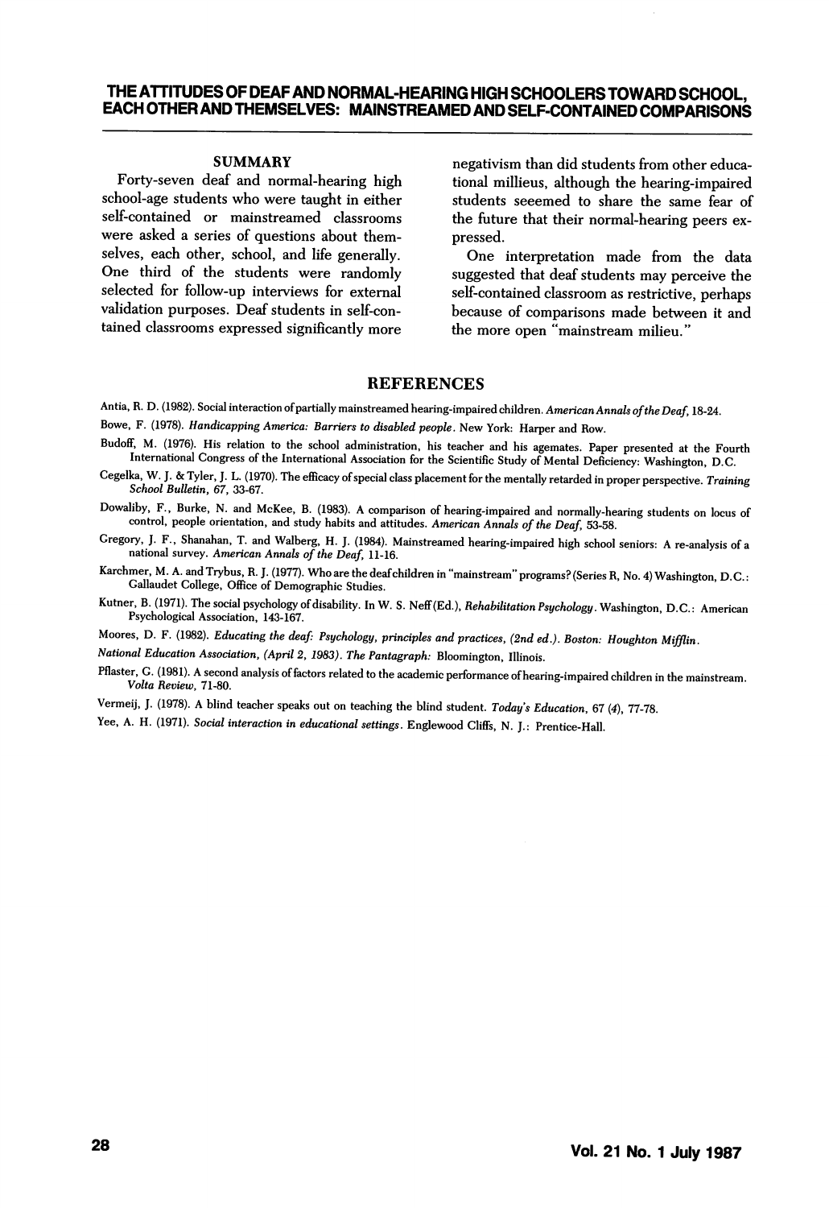# THE ATTITUDES OF DEAF AND NORMAL-HEARING HIGH SCHOOLERS TOWARD SCHOOL, EACH OTHER AND THEMSELVES: MAINSTREAMED AND SELF-CONTAINED COMPARISONS

## SUMMARY

Forty-seven deaf and normal-hearing high school-age students who were taught in either self-contained or mainstreamed classrooms were asked a series of questions about themselves, each other, school, and life generally. One third of the students were randomly selected for follow-up interviews for external validation purposes. Deaf students in self-contained classrooms expressed significantly more negativism than did students from other educational millieus, although the hearing-impaired students seeemed to share the same fear of the future that their normal-hearing peers expressed.

One interpretation made from the data suggested that deaf students may perceive the self-contained classroom as restrictive, perhaps because of comparisons made between it and the more open "mainstream milieu."

## REFERENCES

Antia, R. D. (1982). Social interaction of partially mainstreamed hearing-impaired children. *American Annals of the Deaf,* 18-24.

Bowe, F. (1978). *Handicapping America: Barriers to disabled people.* New York: Harper and Row.

Budoff, M. (1976). His relation to the school administration, his teacher and his agemates. Paper presented at the Fourth International Congress of the International Association for the Scientific Study of Mental Deficiency: Washington, D.C.

Cegelka, W. J. & Tyler, J. L. (1970). The efficacy of special class placement for the mentally retarded in proper perspective. *Training School Bulletin, 67,* 33-67.

Dowaliby, F., Burke, N. and McKee, B. (1983). A comparison of hearing-impaired and normally-hearing students on locus of control, people orientation, and study habits and attitudes. *American Annals of the Deaf,* 53-58.

Gregory, J. F., Shanahan, T. and Walberg, H. J. (1984). Mainstreamed hearing-impaired high school seniors: A re-analysis of a national survey. *American Annals of the Deaf,* 11-16.

Karchmer, M. A. and Trybus, R. J. (1977). Who are the deaf children in "mainstream" programs? (Series R, No. 4) Washington, D.C.: Gallaudet College, Office of Demographic Studies.

Kutner, B. (1971). The social psychology of disability. In W. S. Neff (Ed.), *Rehabilitation Psychology.* Washington, D.C.: American Psychological Association, 143-167.

Moores, D. F. (1982). *Educating the deaf: Psychology, principles and practices, (2nd ed.). Boston: Houghton Mifflin.*

*National Education Association, (April 2, 1983). The Pantagraph:* Bloomington, Illinois.

Pflaster, G. (1981). A second analysis of factors related to the academic performance of hearing-impaired children in the mainstream. *Volta Review,* 71-80.

Vermeij, J. (1978). A blind teacher speaks out on teaching the blind student. *Today's Education,* 67 (4), 77-78.

Yee, A. H. (1971). *Social interaction in educational settings.* Englewood Cliffs, N. J.: Prentice-Hall.